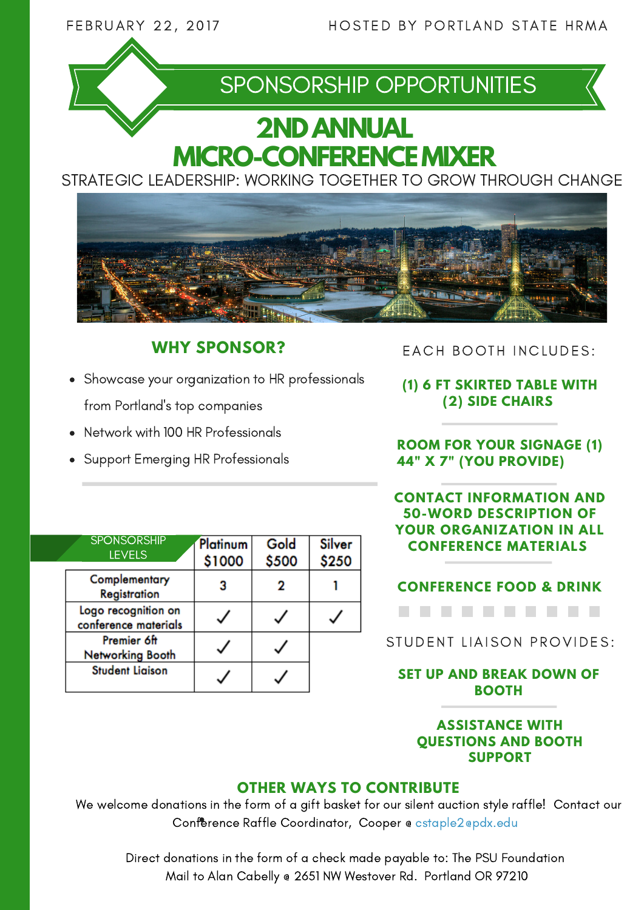FEBRUARY 22, 2017

HOSTED BY PORTLAND STATE HRMA

## SPONSORSHIP OPPORTUNITIES

# 2ND ANNUAL MICRO-CONFERENCE MIXER

STRATEGIC LEADERSHIP: WORKING TOGETHER TO GROW THROUGH CHANGE

### WHY SPONSOR?

- Showcase your organization to HR professionals from Portland's top companies
- Network with 100 HR Professionals
- Support Emerging HR Professionals

| SPONSORSHIP LEVELS | Platinum $1000 | Gold $500 | Silver $250 |
|---|---|---|---|
| Complementary Registration | 3 | 2 | 1 |
| Logo recognition on conference materials | ✓ | ✓ | ✓ |
| Premier 6ft Networking Booth | ✓ | ✓ | |
| Student Liaison | ✓ | ✓ | |

EACH BOOTH INCLUDES:

**(1) 6 FT SKIRTED TABLE WITH (2) SIDE CHAIRS**

**ROOM FOR YOUR SIGNAGE (1) 44" X 7" (YOU PROVIDE)**

**CONTACT INFORMATION AND 50-WORD DESCRIPTION OF YOUR ORGANIZATION IN ALL CONFERENCE MATERIALS**

**CONFERENCE FOOD & DRINK**

STUDENT LIAISON PROVIDES:

**SET UP AND BREAK DOWN OF BOOTH**

**ASSISTANCE WITH QUESTIONS AND BOOTH SUPPORT**

### OTHER WAYS TO CONTRIBUTE

We welcome donations in the form of a gift basket for our silent auction style raffle! Contact our Conference Raffle Coordinator, Cooper @ cstaple2@pdx.edu

Direct donations in the form of a check made payable to: The PSU Foundation
Mail to Alan Cabelly @ 2651 NW Westover Rd. Portland OR 97210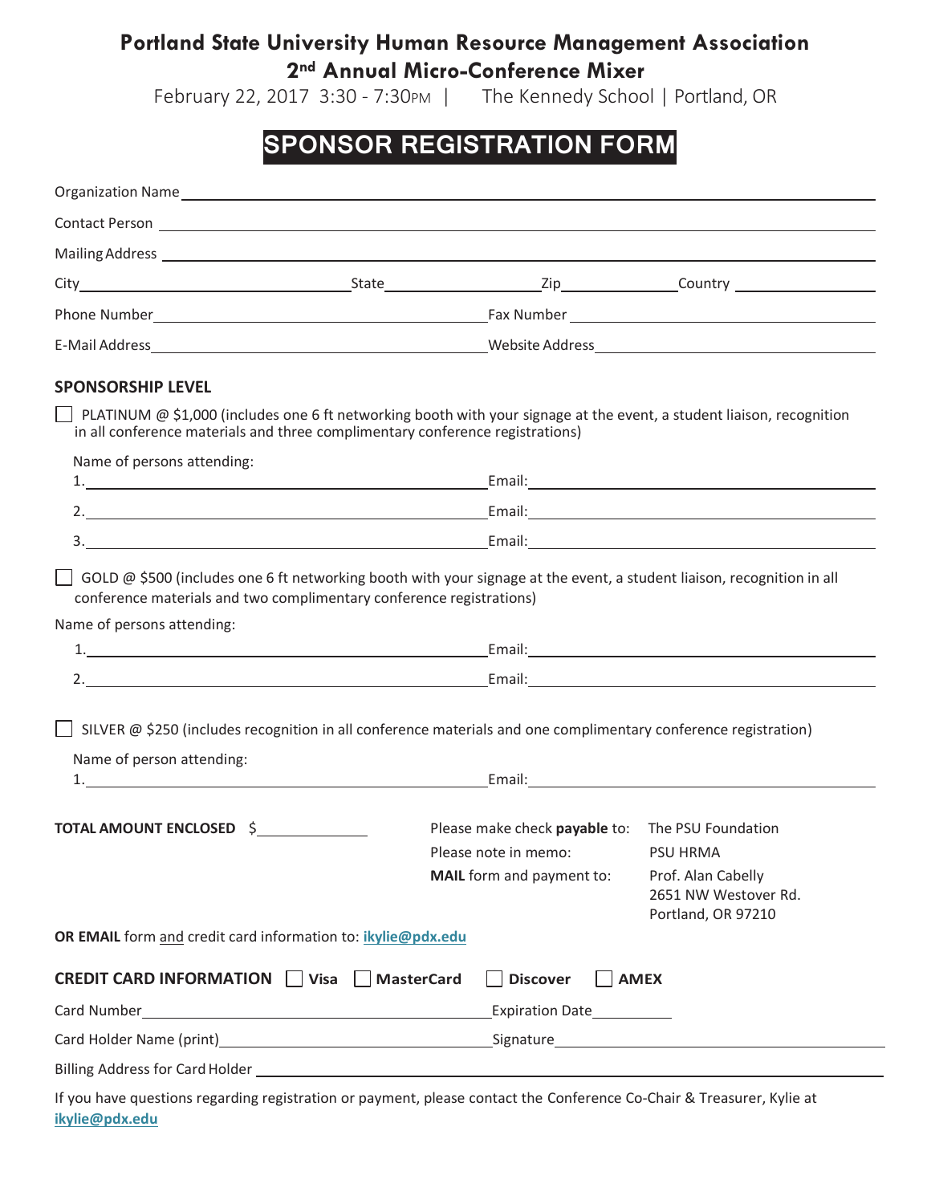# Portland State University Human Resource Management Association

## 2nd Annual Micro-Conference Mixer

February 22, 2017 3:30 - 7:30PM | The Kennedy School | Portland, OR

## SPONSOR REGISTRATION FORM

Organization Name ______________________________

Contact Person ______________________________

Mailing Address ______________________________

City ______________ State ______________ Zip ______________ Country ______________

Phone Number ______________ Fax Number ______________

E-Mail Address ______________ Website Address ______________

**SPONSORSHIP LEVEL**

☐ PLATINUM @ $1,000 (includes one 6 ft networking booth with your signage at the event, a student liaison, recognition in all conference materials and three complimentary conference registrations)

Name of persons attending:

1. ______________ Email: ______________
2. ______________ Email: ______________
3. ______________ Email: ______________

☐ GOLD @ $500 (includes one 6 ft networking booth with your signage at the event, a student liaison, recognition in all conference materials and two complimentary conference registrations)

Name of persons attending:

1. ______________ Email: ______________
2. ______________ Email: ______________

☐ SILVER @ $250 (includes recognition in all conference materials and one complimentary conference registration)

Name of person attending:

1. ______________ Email: ______________

**TOTAL AMOUNT ENCLOSED** $______________

Please make check **payable** to: The PSU Foundation

Please note in memo: PSU HRMA

**MAIL** form and payment to: Prof. Alan Cabelly
2651 NW Westover Rd.
Portland, OR 97210

**OR EMAIL** form and credit card information to: **ikylie@pdx.edu**

**CREDIT CARD INFORMATION** ☐ **Visa** ☐ **MasterCard** ☐ **Discover** ☐ **AMEX**

Card Number ______________ Expiration Date ______________

Card Holder Name (print) ______________ Signature ______________

Billing Address for Card Holder ______________

If you have questions regarding registration or payment, please contact the Conference Co-Chair & Treasurer, Kylie at **ikylie@pdx.edu**